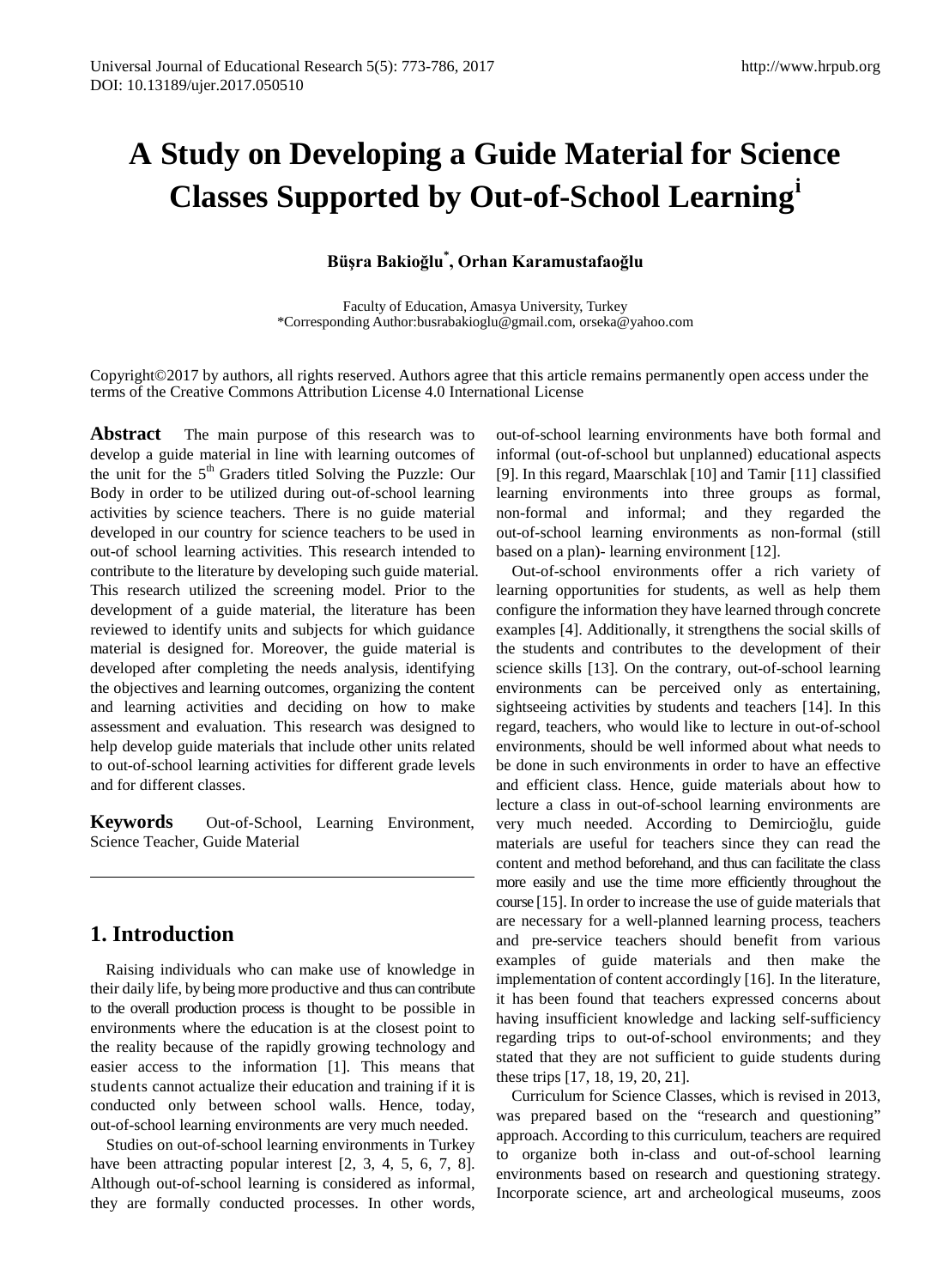# A Study on Developing a Guide Material for Science Classes Supported by Out-of-School Learning[i]

**Büşra Bakioğlu[*], Orhan Karamustafaoğlu**

Faculty of Education, Amasya University, Turkey
*Corresponding Author:busrabakioglu@gmail.com, orseka@yahoo.com

Copyright©2017 by authors, all rights reserved. Authors agree that this article remains permanently open access under the terms of the Creative Commons Attribution License 4.0 International License

**Abstract** The main purpose of this research was to develop a guide material in line with learning outcomes of the unit for the 5th Graders titled Solving the Puzzle: Our Body in order to be utilized during out-of-school learning activities by science teachers. There is no guide material developed in our country for science teachers to be used in out-of school learning activities. This research intended to contribute to the literature by developing such guide material. This research utilized the screening model. Prior to the development of a guide material, the literature has been reviewed to identify units and subjects for which guidance material is designed for. Moreover, the guide material is developed after completing the needs analysis, identifying the objectives and learning outcomes, organizing the content and learning activities and deciding on how to make assessment and evaluation. This research was designed to help develop guide materials that include other units related to out-of-school learning activities for different grade levels and for different classes.

**Keywords** Out-of-School, Learning Environment, Science Teacher, Guide Material

## 1. Introduction

Raising individuals who can make use of knowledge in their daily life, by being more productive and thus can contribute to the overall production process is thought to be possible in environments where the education is at the closest point to the reality because of the rapidly growing technology and easier access to the information [1]. This means that students cannot actualize their education and training if it is conducted only between school walls. Hence, today, out-of-school learning environments are very much needed.

Studies on out-of-school learning environments in Turkey have been attracting popular interest [2, 3, 4, 5, 6, 7, 8]. Although out-of-school learning is considered as informal, they are formally conducted processes. In other words, out-of-school learning environments have both formal and informal (out-of-school but unplanned) educational aspects [9]. In this regard, Maarschlak [10] and Tamir [11] classified learning environments into three groups as formal, non-formal and informal; and they regarded the out-of-school learning environments as non-formal (still based on a plan)- learning environment [12].

Out-of-school environments offer a rich variety of learning opportunities for students, as well as help them configure the information they have learned through concrete examples [4]. Additionally, it strengthens the social skills of the students and contributes to the development of their science skills [13]. On the contrary, out-of-school learning environments can be perceived only as entertaining, sightseeing activities by students and teachers [14]. In this regard, teachers, who would like to lecture in out-of-school environments, should be well informed about what needs to be done in such environments in order to have an effective and efficient class. Hence, guide materials about how to lecture a class in out-of-school learning environments are very much needed. According to Demircioğlu, guide materials are useful for teachers since they can read the content and method beforehand, and thus can facilitate the class more easily and use the time more efficiently throughout the course [15]. In order to increase the use of guide materials that are necessary for a well-planned learning process, teachers and pre-service teachers should benefit from various examples of guide materials and then make the implementation of content accordingly [16]. In the literature, it has been found that teachers expressed concerns about having insufficient knowledge and lacking self-sufficiency regarding trips to out-of-school environments; and they stated that they are not sufficient to guide students during these trips [17, 18, 19, 20, 21].

Curriculum for Science Classes, which is revised in 2013, was prepared based on the "research and questioning" approach. According to this curriculum, teachers are required to organize both in-class and out-of-school learning environments based on research and questioning strategy. Incorporate science, art and archeological museums, zoos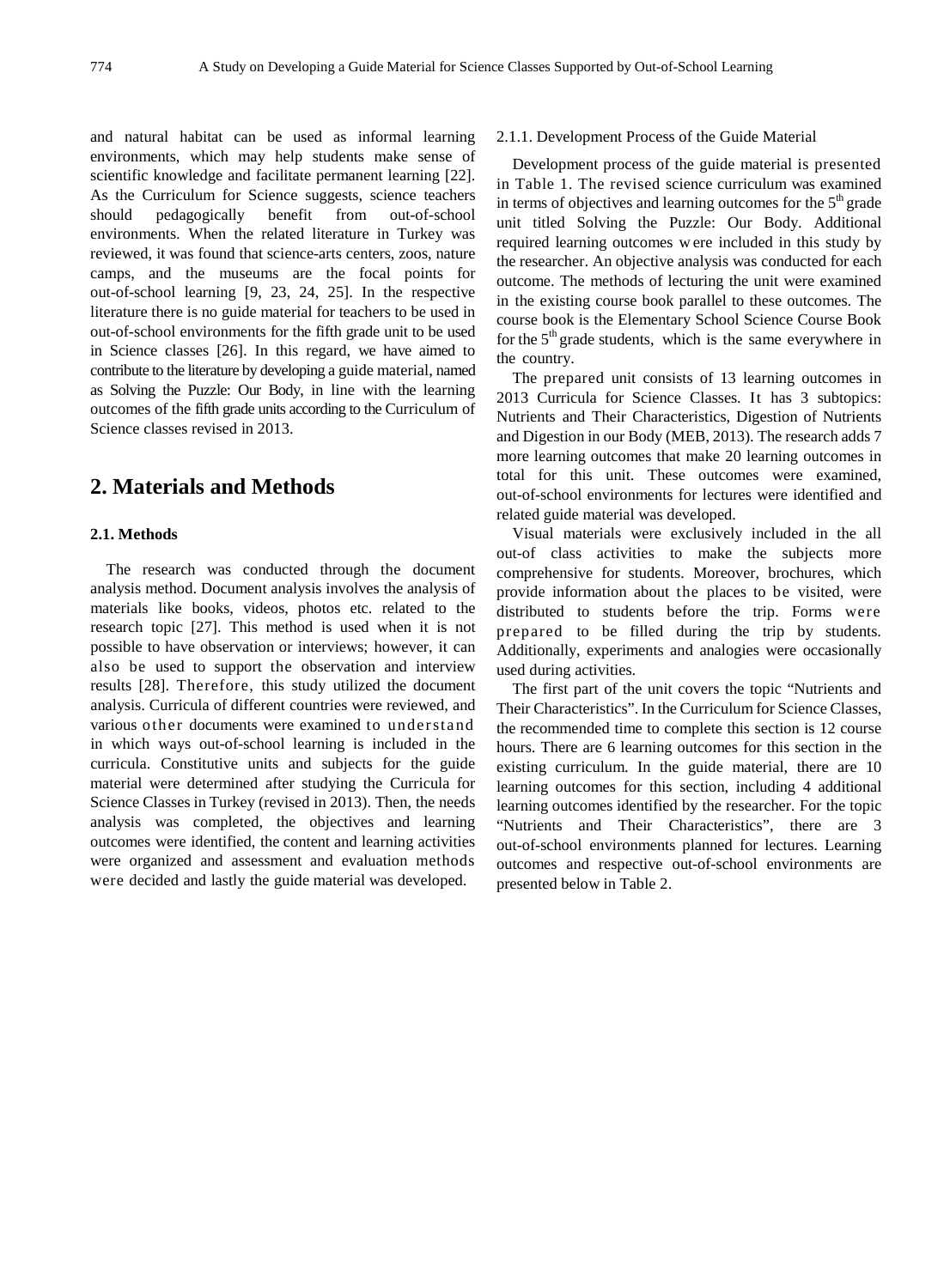and natural habitat can be used as informal learning environments, which may help students make sense of scientific knowledge and facilitate permanent learning [22]. As the Curriculum for Science suggests, science teachers should pedagogically benefit from out-of-school environments. When the related literature in Turkey was reviewed, it was found that science-arts centers, zoos, nature camps, and the museums are the focal points for out-of-school learning [9, 23, 24, 25]. In the respective literature there is no guide material for teachers to be used in out-of-school environments for the fifth grade unit to be used in Science classes [26]. In this regard, we have aimed to contribute to the literature by developing a guide material, named as Solving the Puzzle: Our Body, in line with the learning outcomes of the fifth grade units according to the Curriculum of Science classes revised in 2013.

## 2. Materials and Methods

### 2.1. Methods

The research was conducted through the document analysis method. Document analysis involves the analysis of materials like books, videos, photos etc. related to the research topic [27]. This method is used when it is not possible to have observation or interviews; however, it can also be used to support the observation and interview results [28]. Therefore, this study utilized the document analysis. Curricula of different countries were reviewed, and various other documents were examined to understand in which ways out-of-school learning is included in the curricula. Constitutive units and subjects for the guide material were determined after studying the Curricula for Science Classes in Turkey (revised in 2013). Then, the needs analysis was completed, the objectives and learning outcomes were identified, the content and learning activities were organized and assessment and evaluation methods were decided and lastly the guide material was developed.

#### 2.1.1. Development Process of the Guide Material

Development process of the guide material is presented in Table 1. The revised science curriculum was examined in terms of objectives and learning outcomes for the 5th grade unit titled Solving the Puzzle: Our Body. Additional required learning outcomes were included in this study by the researcher. An objective analysis was conducted for each outcome. The methods of lecturing the unit were examined in the existing course book parallel to these outcomes. The course book is the Elementary School Science Course Book for the 5th grade students, which is the same everywhere in the country.

The prepared unit consists of 13 learning outcomes in 2013 Curricula for Science Classes. It has 3 subtopics: Nutrients and Their Characteristics, Digestion of Nutrients and Digestion in our Body (MEB, 2013). The research adds 7 more learning outcomes that make 20 learning outcomes in total for this unit. These outcomes were examined, out-of-school environments for lectures were identified and related guide material was developed.

Visual materials were exclusively included in the all out-of class activities to make the subjects more comprehensive for students. Moreover, brochures, which provide information about the places to be visited, were distributed to students before the trip. Forms were prepared to be filled during the trip by students. Additionally, experiments and analogies were occasionally used during activities.

The first part of the unit covers the topic "Nutrients and Their Characteristics". In the Curriculum for Science Classes, the recommended time to complete this section is 12 course hours. There are 6 learning outcomes for this section in the existing curriculum. In the guide material, there are 10 learning outcomes for this section, including 4 additional learning outcomes identified by the researcher. For the topic "Nutrients and Their Characteristics", there are 3 out-of-school environments planned for lectures. Learning outcomes and respective out-of-school environments are presented below in Table 2.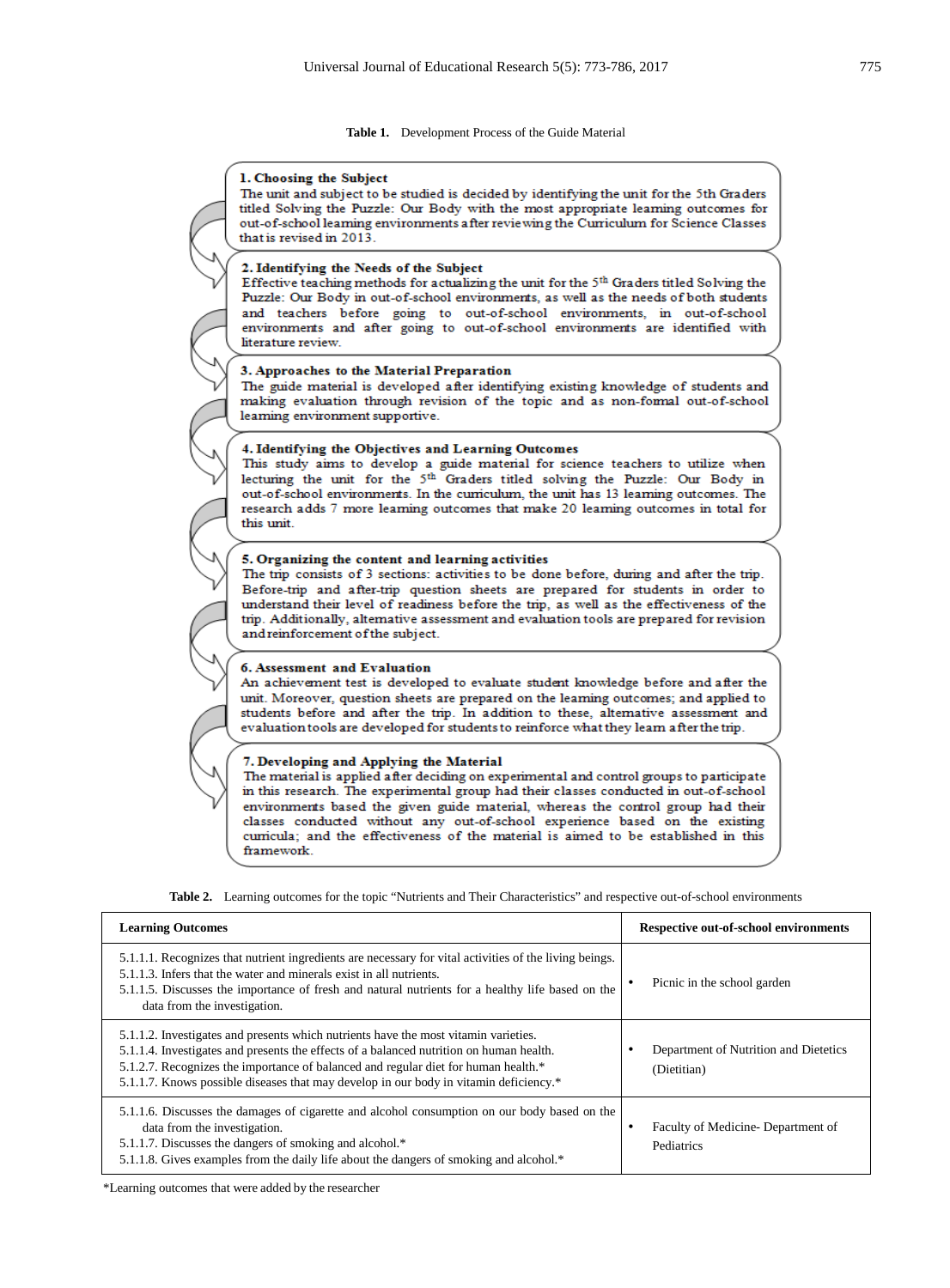**Table 1.** Development Process of the Guide Material

**1. Choosing the Subject**
The unit and subject to be studied is decided by identifying the unit for the 5th Graders titled Solving the Puzzle: Our Body with the most appropriate learning outcomes for out-of-school learning environments after reviewing the Curriculum for Science Classes that is revised in 2013.

**2. Identifying the Needs of the Subject**
Effective teaching methods for actualizing the unit for the 5th Graders titled Solving the Puzzle: Our Body in out-of-school environments, as well as the needs of both students and teachers before going to out-of-school environments, in out-of-school environments and after going to out-of-school environments are identified with literature review.

**3. Approaches to the Material Preparation**
The guide material is developed after identifying existing knowledge of students and making evaluation through revision of the topic and as non-formal out-of-school learning environment supportive.

**4. Identifying the Objectives and Learning Outcomes**
This study aims to develop a guide material for science teachers to utilize when lecturing the unit for the 5th Graders titled solving the Puzzle: Our Body in out-of-school environments. In the curriculum, the unit has 13 learning outcomes. The research adds 7 more learning outcomes that make 20 learning outcomes in total for this unit.

**5. Organizing the content and learning activities**
The trip consists of 3 sections: activities to be done before, during and after the trip. Before-trip and after-trip question sheets are prepared for students in order to understand their level of readiness before the trip, as well as the effectiveness of the trip. Additionally, alternative assessment and evaluation tools are prepared for revision and reinforcement of the subject.

**6. Assessment and Evaluation**
An achievement test is developed to evaluate student knowledge before and after the unit. Moreover, question sheets are prepared on the learning outcomes; and applied to students before and after the trip. In addition to these, alternative assessment and evaluation tools are developed for students to reinforce what they learn after the trip.

**7. Developing and Applying the Material**
The material is applied after deciding on experimental and control groups to participate in this research. The experimental group had their classes conducted in out-of-school environments based the given guide material, whereas the control group had their classes conducted without any out-of-school experience based on the existing curricula; and the effectiveness of the material is aimed to be established in this framework.

**Table 2.** Learning outcomes for the topic "Nutrients and Their Characteristics" and respective out-of-school environments

| Learning Outcomes | Respective out-of-school environments |
|---|---|
| 5.1.1.1. Recognizes that nutrient ingredients are necessary for vital activities of the living beings.<br>5.1.1.3. Infers that the water and minerals exist in all nutrients.<br>5.1.1.5. Discusses the importance of fresh and natural nutrients for a healthy life based on the data from the investigation. | • Picnic in the school garden |
| 5.1.1.2. Investigates and presents which nutrients have the most vitamin varieties.<br>5.1.1.4. Investigates and presents the effects of a balanced nutrition on human health.<br>5.1.2.7. Recognizes the importance of balanced and regular diet for human health.*<br>5.1.1.7. Knows possible diseases that may develop in our body in vitamin deficiency.* | • Department of Nutrition and Dietetics (Dietitian) |
| 5.1.1.6. Discusses the damages of cigarette and alcohol consumption on our body based on the data from the investigation.<br>5.1.1.7. Discusses the dangers of smoking and alcohol.*<br>5.1.1.8. Gives examples from the daily life about the dangers of smoking and alcohol.* | • Faculty of Medicine- Department of Pediatrics |

*Learning outcomes that were added by the researcher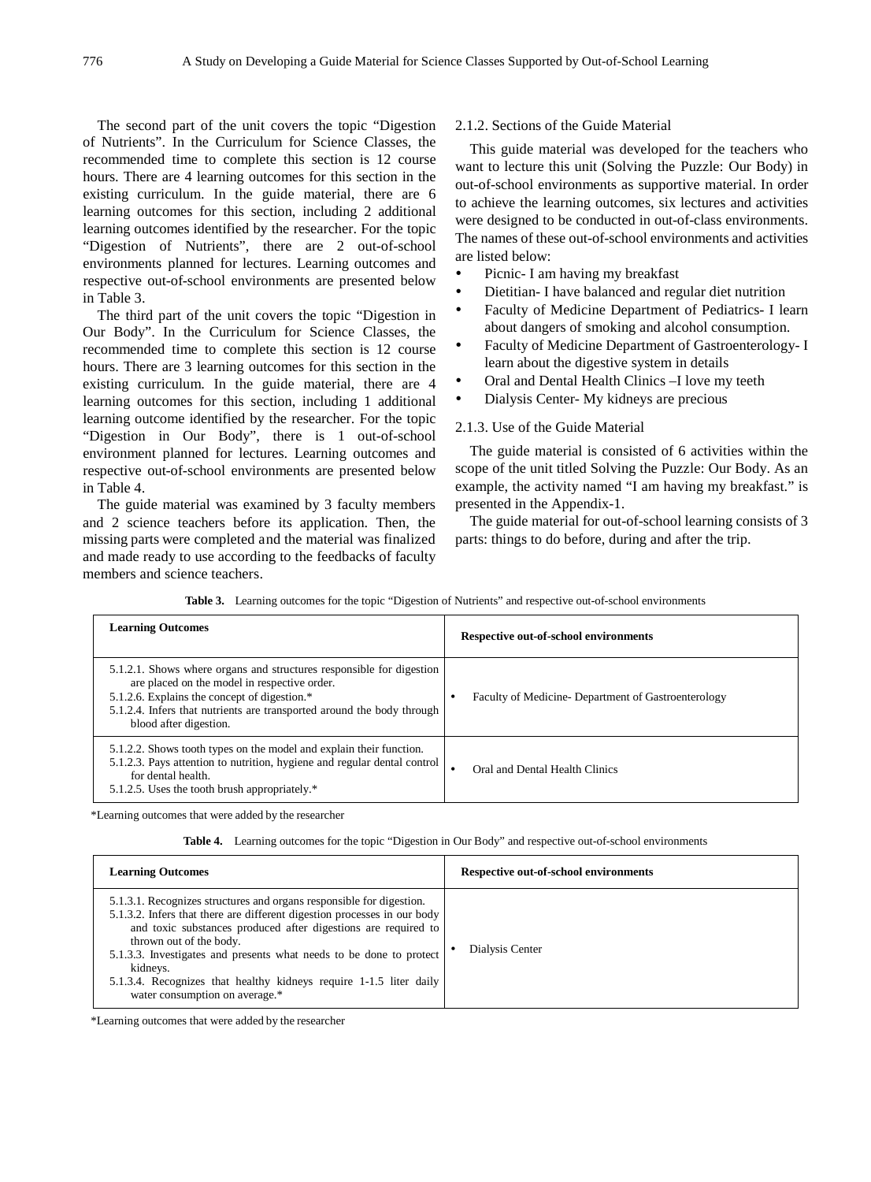The second part of the unit covers the topic "Digestion of Nutrients". In the Curriculum for Science Classes, the recommended time to complete this section is 12 course hours. There are 4 learning outcomes for this section in the existing curriculum. In the guide material, there are 6 learning outcomes for this section, including 2 additional learning outcomes identified by the researcher. For the topic "Digestion of Nutrients", there are 2 out-of-school environments planned for lectures. Learning outcomes and respective out-of-school environments are presented below in Table 3.

The third part of the unit covers the topic "Digestion in Our Body". In the Curriculum for Science Classes, the recommended time to complete this section is 12 course hours. There are 3 learning outcomes for this section in the existing curriculum. In the guide material, there are 4 learning outcomes for this section, including 1 additional learning outcome identified by the researcher. For the topic "Digestion in Our Body", there is 1 out-of-school environment planned for lectures. Learning outcomes and respective out-of-school environments are presented below in Table 4.

The guide material was examined by 3 faculty members and 2 science teachers before its application. Then, the missing parts were completed and the material was finalized and made ready to use according to the feedbacks of faculty members and science teachers.

### 2.1.2. Sections of the Guide Material

This guide material was developed for the teachers who want to lecture this unit (Solving the Puzzle: Our Body) in out-of-school environments as supportive material. In order to achieve the learning outcomes, six lectures and activities were designed to be conducted in out-of-class environments. The names of these out-of-school environments and activities are listed below:

- Picnic- I am having my breakfast
- Dietitian- I have balanced and regular diet nutrition
- Faculty of Medicine Department of Pediatrics- I learn about dangers of smoking and alcohol consumption.
- Faculty of Medicine Department of Gastroenterology- I learn about the digestive system in details
- Oral and Dental Health Clinics –I love my teeth
- Dialysis Center- My kidneys are precious

### 2.1.3. Use of the Guide Material

The guide material is consisted of 6 activities within the scope of the unit titled Solving the Puzzle: Our Body. As an example, the activity named "I am having my breakfast." is presented in the Appendix-1.

The guide material for out-of-school learning consists of 3 parts: things to do before, during and after the trip.

**Table 3.** Learning outcomes for the topic "Digestion of Nutrients" and respective out-of-school environments

| Learning Outcomes | Respective out-of-school environments |
|---|---|
| 5.1.2.1. Shows where organs and structures responsible for digestion are placed on the model in respective order.<br>5.1.2.6. Explains the concept of digestion.*<br>5.1.2.4. Infers that nutrients are transported around the body through blood after digestion. | • Faculty of Medicine- Department of Gastroenterology |
| 5.1.2.2. Shows tooth types on the model and explain their function.<br>5.1.2.3. Pays attention to nutrition, hygiene and regular dental control for dental health.<br>5.1.2.5. Uses the tooth brush appropriately.* | • Oral and Dental Health Clinics |

*Learning outcomes that were added by the researcher

**Table 4.** Learning outcomes for the topic "Digestion in Our Body" and respective out-of-school environments

| Learning Outcomes | Respective out-of-school environments |
|---|---|
| 5.1.3.1. Recognizes structures and organs responsible for digestion.<br>5.1.3.2. Infers that there are different digestion processes in our body and toxic substances produced after digestions are required to thrown out of the body.<br>5.1.3.3. Investigates and presents what needs to be done to protect kidneys.<br>5.1.3.4. Recognizes that healthy kidneys require 1-1.5 liter daily water consumption on average.* | • Dialysis Center |

*Learning outcomes that were added by the researcher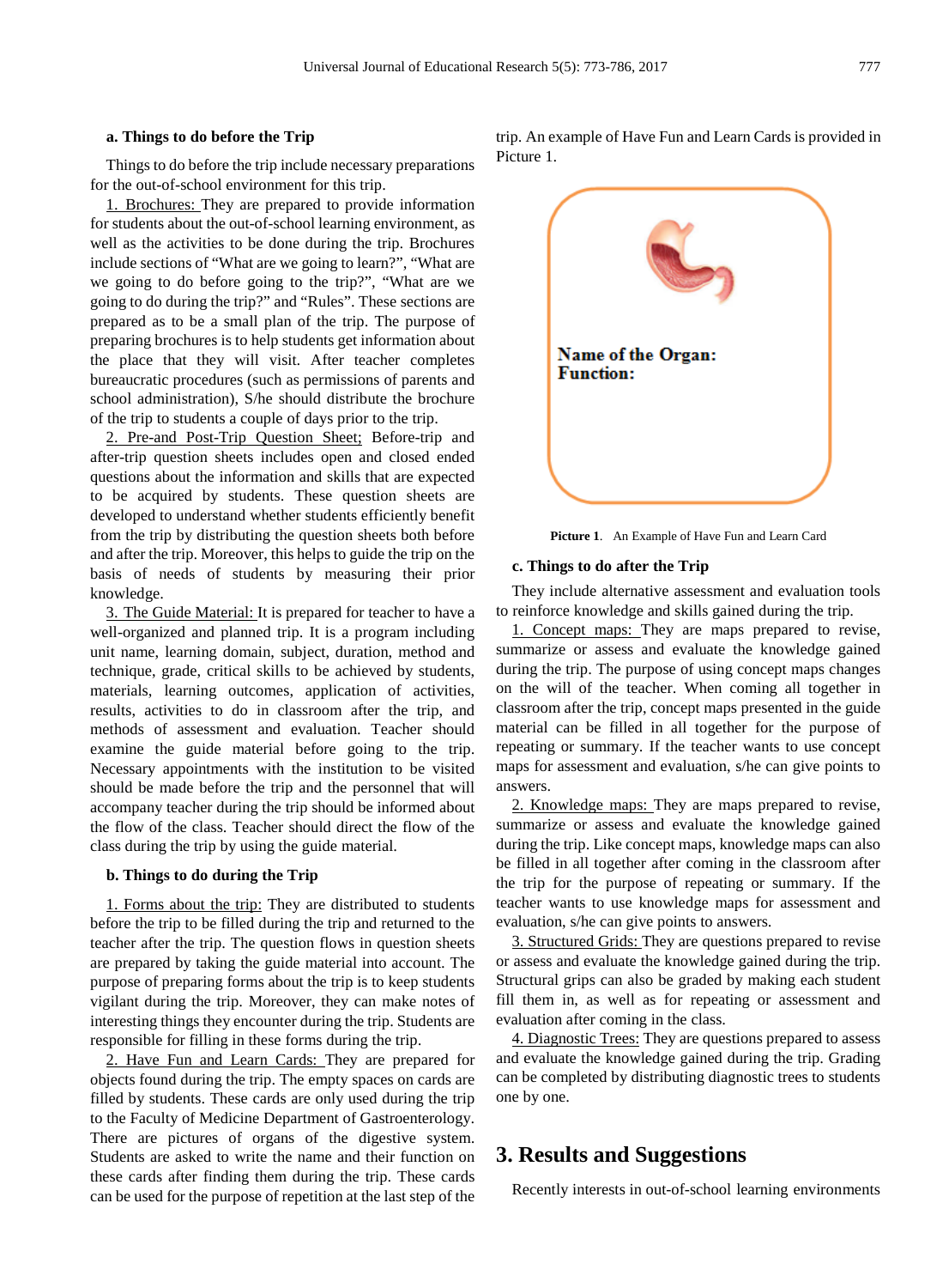**a. Things to do before the Trip**

Things to do before the trip include necessary preparations for the out-of-school environment for this trip.

1. Brochures: They are prepared to provide information for students about the out-of-school learning environment, as well as the activities to be done during the trip. Brochures include sections of "What are we going to learn?", "What are we going to do before going to the trip?", "What are we going to do during the trip?" and "Rules". These sections are prepared as to be a small plan of the trip. The purpose of preparing brochures is to help students get information about the place that they will visit. After teacher completes bureaucratic procedures (such as permissions of parents and school administration), S/he should distribute the brochure of the trip to students a couple of days prior to the trip.

2. Pre-and Post-Trip Question Sheet; Before-trip and after-trip question sheets includes open and closed ended questions about the information and skills that are expected to be acquired by students. These question sheets are developed to understand whether students efficiently benefit from the trip by distributing the question sheets both before and after the trip. Moreover, this helps to guide the trip on the basis of needs of students by measuring their prior knowledge.

3. The Guide Material: It is prepared for teacher to have a well-organized and planned trip. It is a program including unit name, learning domain, subject, duration, method and technique, grade, critical skills to be achieved by students, materials, learning outcomes, application of activities, results, activities to do in classroom after the trip, and methods of assessment and evaluation. Teacher should examine the guide material before going to the trip. Necessary appointments with the institution to be visited should be made before the trip and the personnel that will accompany teacher during the trip should be informed about the flow of the class. Teacher should direct the flow of the class during the trip by using the guide material.

**b. Things to do during the Trip**

1. Forms about the trip: They are distributed to students before the trip to be filled during the trip and returned to the teacher after the trip. The question flows in question sheets are prepared by taking the guide material into account. The purpose of preparing forms about the trip is to keep students vigilant during the trip. Moreover, they can make notes of interesting things they encounter during the trip. Students are responsible for filling in these forms during the trip.

2. Have Fun and Learn Cards: They are prepared for objects found during the trip. The empty spaces on cards are filled by students. These cards are only used during the trip to the Faculty of Medicine Department of Gastroenterology. There are pictures of organs of the digestive system. Students are asked to write the name and their function on these cards after finding them during the trip. These cards can be used for the purpose of repetition at the last step of the trip. An example of Have Fun and Learn Cards is provided in Picture 1.

**Name of the Organ:**
**Function:**

**Picture 1**. An Example of Have Fun and Learn Card

**c. Things to do after the Trip**

They include alternative assessment and evaluation tools to reinforce knowledge and skills gained during the trip.

1. Concept maps: They are maps prepared to revise, summarize or assess and evaluate the knowledge gained during the trip. The purpose of using concept maps changes on the will of the teacher. When coming all together in classroom after the trip, concept maps presented in the guide material can be filled in all together for the purpose of repeating or summary. If the teacher wants to use concept maps for assessment and evaluation, s/he can give points to answers.

2. Knowledge maps: They are maps prepared to revise, summarize or assess and evaluate the knowledge gained during the trip. Like concept maps, knowledge maps can also be filled in all together after coming in the classroom after the trip for the purpose of repeating or summary. If the teacher wants to use knowledge maps for assessment and evaluation, s/he can give points to answers.

3. Structured Grids: They are questions prepared to revise or assess and evaluate the knowledge gained during the trip. Structural grips can also be graded by making each student fill them in, as well as for repeating or assessment and evaluation after coming in the class.

4. Diagnostic Trees: They are questions prepared to assess and evaluate the knowledge gained during the trip. Grading can be completed by distributing diagnostic trees to students one by one.

## 3. Results and Suggestions

Recently interests in out-of-school learning environments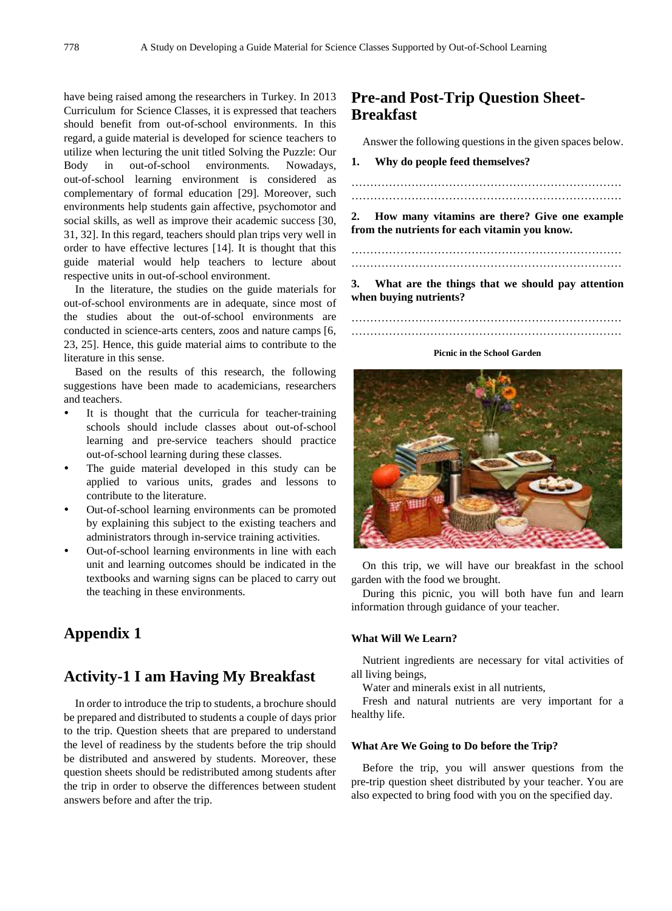have being raised among the researchers in Turkey. In 2013 Curriculum for Science Classes, it is expressed that teachers should benefit from out-of-school environments. In this regard, a guide material is developed for science teachers to utilize when lecturing the unit titled Solving the Puzzle: Our Body in out-of-school environments. Nowadays, out-of-school learning environment is considered as complementary of formal education [29]. Moreover, such environments help students gain affective, psychomotor and social skills, as well as improve their academic success [30, 31, 32]. In this regard, teachers should plan trips very well in order to have effective lectures [14]. It is thought that this guide material would help teachers to lecture about respective units in out-of-school environment.

In the literature, the studies on the guide materials for out-of-school environments are in adequate, since most of the studies about the out-of-school environments are conducted in science-arts centers, zoos and nature camps [6, 23, 25]. Hence, this guide material aims to contribute to the literature in this sense.

Based on the results of this research, the following suggestions have been made to academicians, researchers and teachers.

- It is thought that the curricula for teacher-training schools should include classes about out-of-school learning and pre-service teachers should practice out-of-school learning during these classes.
- The guide material developed in this study can be applied to various units, grades and lessons to contribute to the literature.
- Out-of-school learning environments can be promoted by explaining this subject to the existing teachers and administrators through in-service training activities.
- Out-of-school learning environments in line with each unit and learning outcomes should be indicated in the textbooks and warning signs can be placed to carry out the teaching in these environments.

## Appendix 1

## Activity-1 I am Having My Breakfast

In order to introduce the trip to students, a brochure should be prepared and distributed to students a couple of days prior to the trip. Question sheets that are prepared to understand the level of readiness by the students before the trip should be distributed and answered by students. Moreover, these question sheets should be redistributed among students after the trip in order to observe the differences between student answers before and after the trip.

## Pre-and Post-Trip Question Sheet-Breakfast

Answer the following questions in the given spaces below.

**1. Why do people feed themselves?**

………………………………………………………………
………………………………………………………………

**2. How many vitamins are there? Give one example from the nutrients for each vitamin you know.**

………………………………………………………………
………………………………………………………………

**3. What are the things that we should pay attention when buying nutrients?**

………………………………………………………………
………………………………………………………………

**Picnic in the School Garden**

On this trip, we will have our breakfast in the school garden with the food we brought.

During this picnic, you will both have fun and learn information through guidance of your teacher.

### What Will We Learn?

Nutrient ingredients are necessary for vital activities of all living beings,

Water and minerals exist in all nutrients,

Fresh and natural nutrients are very important for a healthy life.

### What Are We Going to Do before the Trip?

Before the trip, you will answer questions from the pre-trip question sheet distributed by your teacher. You are also expected to bring food with you on the specified day.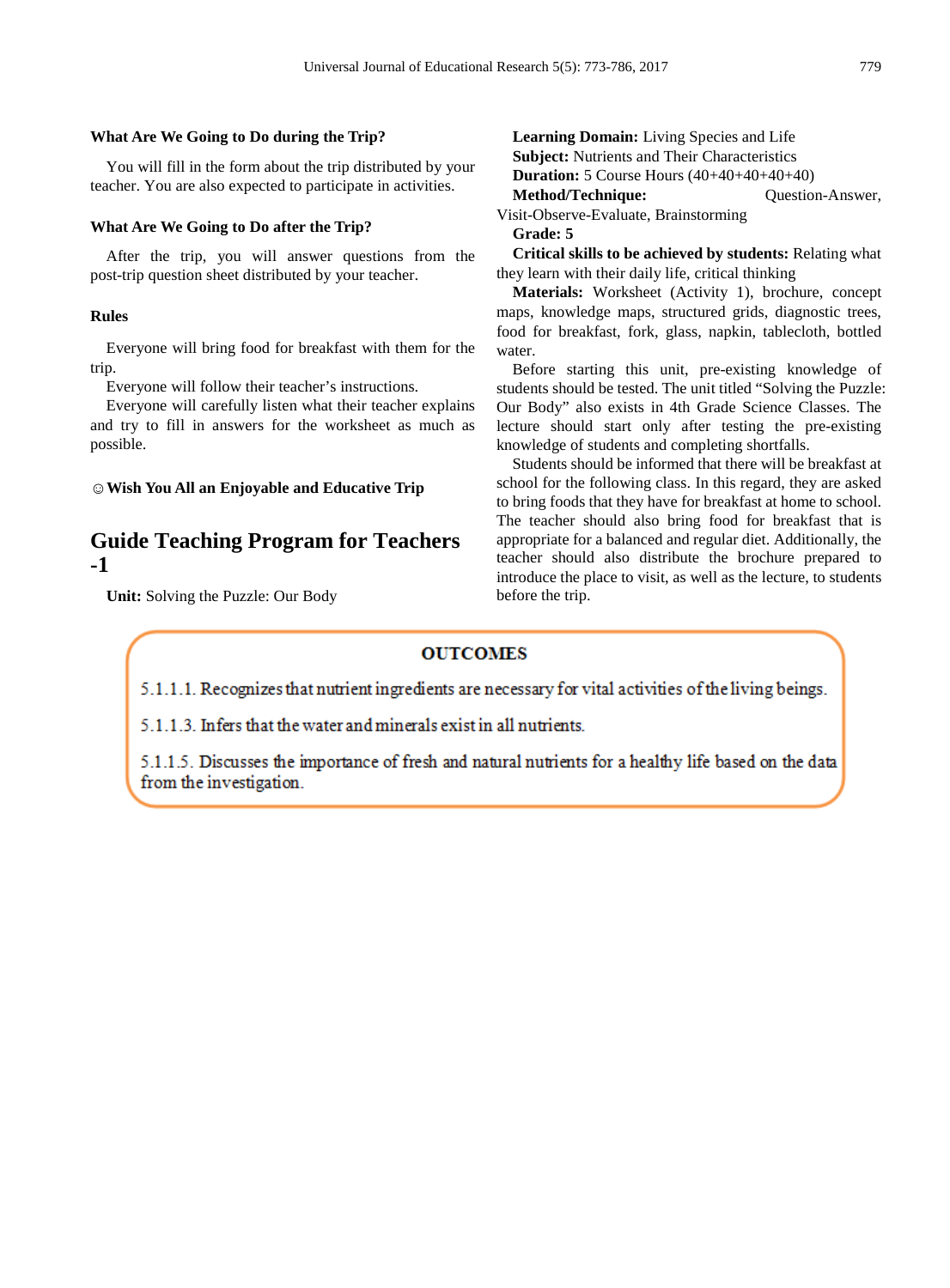### What Are We Going to Do during the Trip?

You will fill in the form about the trip distributed by your teacher. You are also expected to participate in activities.

### What Are We Going to Do after the Trip?

After the trip, you will answer questions from the post-trip question sheet distributed by your teacher.

### Rules

Everyone will bring food for breakfast with them for the trip.

Everyone will follow their teacher's instructions.

Everyone will carefully listen what their teacher explains and try to fill in answers for the worksheet as much as possible.

☺**Wish You All an Enjoyable and Educative Trip**

## Guide Teaching Program for Teachers -1

**Unit:** Solving the Puzzle: Our Body

**Learning Domain:** Living Species and Life

**Subject:** Nutrients and Their Characteristics

**Duration:** 5 Course Hours (40+40+40+40+40)

**Method/Technique:** Question-Answer, Visit-Observe-Evaluate, Brainstorming

**Grade: 5**

**Critical skills to be achieved by students:** Relating what they learn with their daily life, critical thinking

**Materials:** Worksheet (Activity 1), brochure, concept maps, knowledge maps, structured grids, diagnostic trees, food for breakfast, fork, glass, napkin, tablecloth, bottled water.

Before starting this unit, pre-existing knowledge of students should be tested. The unit titled "Solving the Puzzle: Our Body" also exists in 4th Grade Science Classes. The lecture should start only after testing the pre-existing knowledge of students and completing shortfalls.

Students should be informed that there will be breakfast at school for the following class. In this regard, they are asked to bring foods that they have for breakfast at home to school. The teacher should also bring food for breakfast that is appropriate for a balanced and regular diet. Additionally, the teacher should also distribute the brochure prepared to introduce the place to visit, as well as the lecture, to students before the trip.

**OUTCOMES**

5.1.1.1. Recognizes that nutrient ingredients are necessary for vital activities of the living beings.

5.1.1.3. Infers that the water and minerals exist in all nutrients.

5.1.1.5. Discusses the importance of fresh and natural nutrients for a healthy life based on the data from the investigation.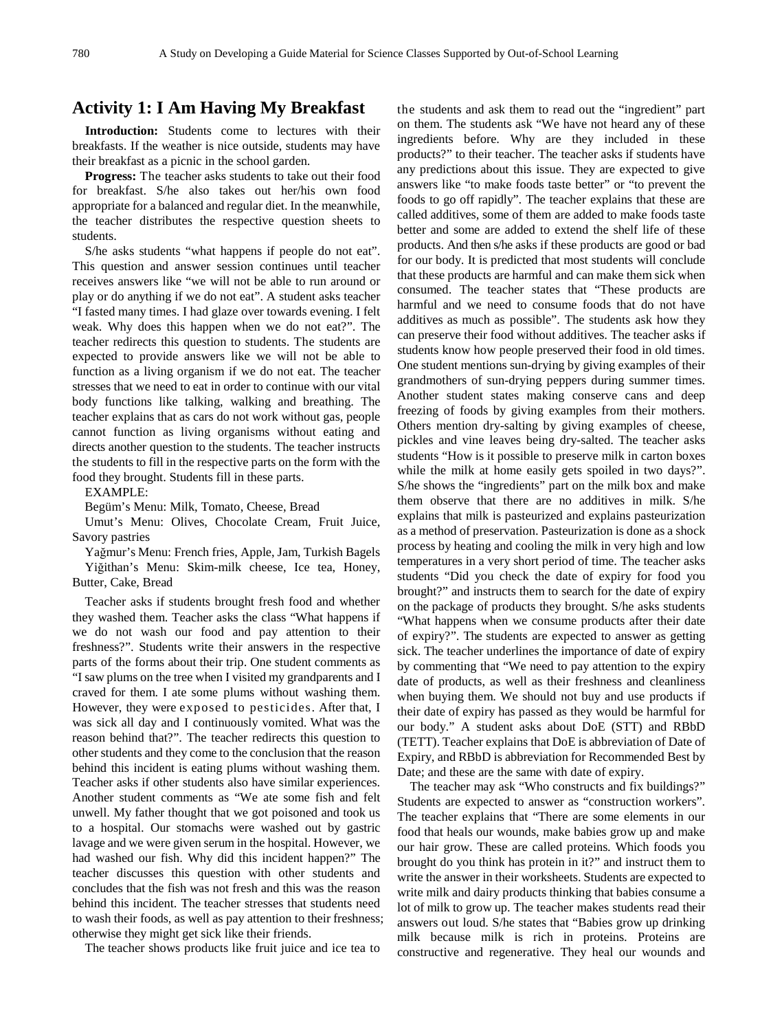## Activity 1: I Am Having My Breakfast

**Introduction:** Students come to lectures with their breakfasts. If the weather is nice outside, students may have their breakfast as a picnic in the school garden.

**Progress:** The teacher asks students to take out their food for breakfast. S/he also takes out her/his own food appropriate for a balanced and regular diet. In the meanwhile, the teacher distributes the respective question sheets to students.

S/he asks students "what happens if people do not eat". This question and answer session continues until teacher receives answers like "we will not be able to run around or play or do anything if we do not eat". A student asks teacher "I fasted many times. I had glaze over towards evening. I felt weak. Why does this happen when we do not eat?". The teacher redirects this question to students. The students are expected to provide answers like we will not be able to function as a living organism if we do not eat. The teacher stresses that we need to eat in order to continue with our vital body functions like talking, walking and breathing. The teacher explains that as cars do not work without gas, people cannot function as living organisms without eating and directs another question to the students. The teacher instructs the students to fill in the respective parts on the form with the food they brought. Students fill in these parts.

EXAMPLE:

Begüm's Menu: Milk, Tomato, Cheese, Bread

Umut's Menu: Olives, Chocolate Cream, Fruit Juice, Savory pastries

Yağmur's Menu: French fries, Apple, Jam, Turkish Bagels

Yiğithan's Menu: Skim-milk cheese, Ice tea, Honey, Butter, Cake, Bread

Teacher asks if students brought fresh food and whether they washed them. Teacher asks the class "What happens if we do not wash our food and pay attention to their freshness?". Students write their answers in the respective parts of the forms about their trip. One student comments as "I saw plums on the tree when I visited my grandparents and I craved for them. I ate some plums without washing them. However, they were exposed to pesticides. After that, I was sick all day and I continuously vomited. What was the reason behind that?". The teacher redirects this question to other students and they come to the conclusion that the reason behind this incident is eating plums without washing them. Teacher asks if other students also have similar experiences. Another student comments as "We ate some fish and felt unwell. My father thought that we got poisoned and took us to a hospital. Our stomachs were washed out by gastric lavage and we were given serum in the hospital. However, we had washed our fish. Why did this incident happen?" The teacher discusses this question with other students and concludes that the fish was not fresh and this was the reason behind this incident. The teacher stresses that students need to wash their foods, as well as pay attention to their freshness; otherwise they might get sick like their friends.

The teacher shows products like fruit juice and ice tea to the students and ask them to read out the "ingredient" part on them. The students ask "We have not heard any of these ingredients before. Why are they included in these products?" to their teacher. The teacher asks if students have any predictions about this issue. They are expected to give answers like "to make foods taste better" or "to prevent the foods to go off rapidly". The teacher explains that these are called additives, some of them are added to make foods taste better and some are added to extend the shelf life of these products. And then s/he asks if these products are good or bad for our body. It is predicted that most students will conclude that these products are harmful and can make them sick when consumed. The teacher states that "These products are harmful and we need to consume foods that do not have additives as much as possible". The students ask how they can preserve their food without additives. The teacher asks if students know how people preserved their food in old times. One student mentions sun-drying by giving examples of their grandmothers of sun-drying peppers during summer times. Another student states making conserve cans and deep freezing of foods by giving examples from their mothers. Others mention dry-salting by giving examples of cheese, pickles and vine leaves being dry-salted. The teacher asks students "How is it possible to preserve milk in carton boxes while the milk at home easily gets spoiled in two days?". S/he shows the "ingredients" part on the milk box and make them observe that there are no additives in milk. S/he explains that milk is pasteurized and explains pasteurization as a method of preservation. Pasteurization is done as a shock process by heating and cooling the milk in very high and low temperatures in a very short period of time. The teacher asks students "Did you check the date of expiry for food you brought?" and instructs them to search for the date of expiry on the package of products they brought. S/he asks students "What happens when we consume products after their date of expiry?". The students are expected to answer as getting sick. The teacher underlines the importance of date of expiry by commenting that "We need to pay attention to the expiry date of products, as well as their freshness and cleanliness when buying them. We should not buy and use products if their date of expiry has passed as they would be harmful for our body." A student asks about DoE (STT) and RBbD (TETT). Teacher explains that DoE is abbreviation of Date of Expiry, and RBbD is abbreviation for Recommended Best by Date; and these are the same with date of expiry.

The teacher may ask "Who constructs and fix buildings?" Students are expected to answer as "construction workers". The teacher explains that "There are some elements in our food that heals our wounds, make babies grow up and make our hair grow. These are called proteins. Which foods you brought do you think has protein in it?" and instruct them to write the answer in their worksheets. Students are expected to write milk and dairy products thinking that babies consume a lot of milk to grow up. The teacher makes students read their answers out loud. S/he states that "Babies grow up drinking milk because milk is rich in proteins. Proteins are constructive and regenerative. They heal our wounds and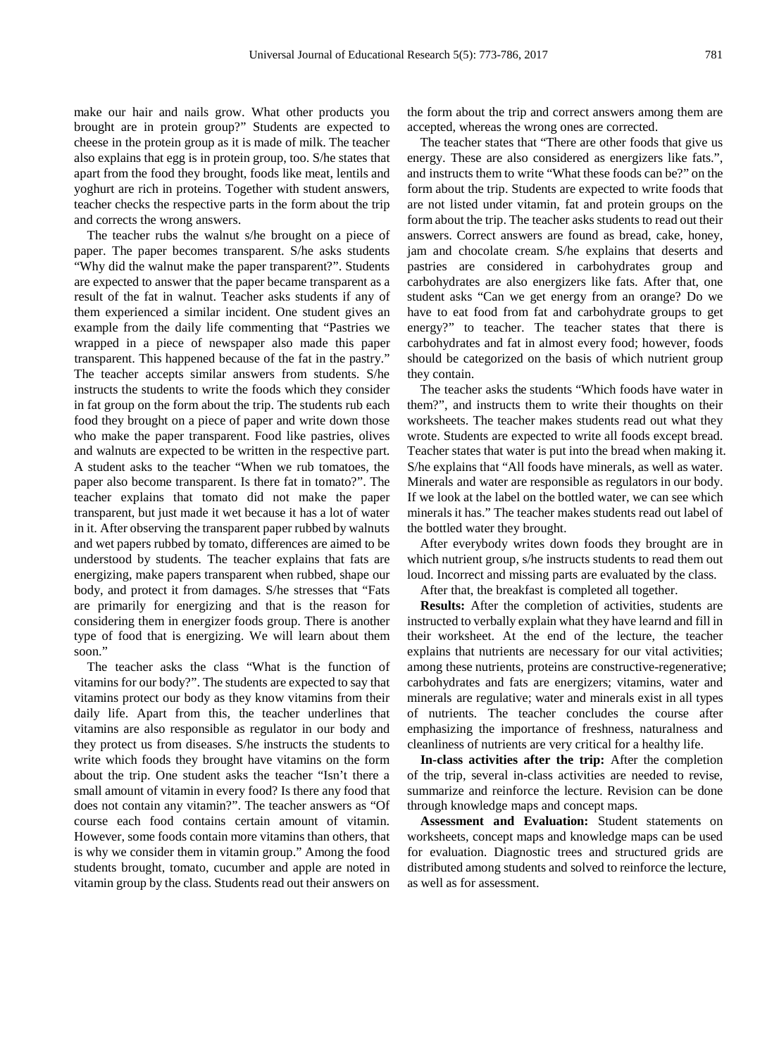make our hair and nails grow. What other products you brought are in protein group?" Students are expected to cheese in the protein group as it is made of milk. The teacher also explains that egg is in protein group, too. S/he states that apart from the food they brought, foods like meat, lentils and yoghurt are rich in proteins. Together with student answers, teacher checks the respective parts in the form about the trip and corrects the wrong answers.

The teacher rubs the walnut s/he brought on a piece of paper. The paper becomes transparent. S/he asks students "Why did the walnut make the paper transparent?". Students are expected to answer that the paper became transparent as a result of the fat in walnut. Teacher asks students if any of them experienced a similar incident. One student gives an example from the daily life commenting that "Pastries we wrapped in a piece of newspaper also made this paper transparent. This happened because of the fat in the pastry." The teacher accepts similar answers from students. S/he instructs the students to write the foods which they consider in fat group on the form about the trip. The students rub each food they brought on a piece of paper and write down those who make the paper transparent. Food like pastries, olives and walnuts are expected to be written in the respective part. A student asks to the teacher "When we rub tomatoes, the paper also become transparent. Is there fat in tomato?". The teacher explains that tomato did not make the paper transparent, but just made it wet because it has a lot of water in it. After observing the transparent paper rubbed by walnuts and wet papers rubbed by tomato, differences are aimed to be understood by students. The teacher explains that fats are energizing, make papers transparent when rubbed, shape our body, and protect it from damages. S/he stresses that "Fats are primarily for energizing and that is the reason for considering them in energizer foods group. There is another type of food that is energizing. We will learn about them soon."

The teacher asks the class "What is the function of vitamins for our body?". The students are expected to say that vitamins protect our body as they know vitamins from their daily life. Apart from this, the teacher underlines that vitamins are also responsible as regulator in our body and they protect us from diseases. S/he instructs the students to write which foods they brought have vitamins on the form about the trip. One student asks the teacher "Isn't there a small amount of vitamin in every food? Is there any food that does not contain any vitamin?". The teacher answers as "Of course each food contains certain amount of vitamin. However, some foods contain more vitamins than others, that is why we consider them in vitamin group." Among the food students brought, tomato, cucumber and apple are noted in vitamin group by the class. Students read out their answers on the form about the trip and correct answers among them are accepted, whereas the wrong ones are corrected.

The teacher states that "There are other foods that give us energy. These are also considered as energizers like fats.", and instructs them to write "What these foods can be?" on the form about the trip. Students are expected to write foods that are not listed under vitamin, fat and protein groups on the form about the trip. The teacher asks students to read out their answers. Correct answers are found as bread, cake, honey, jam and chocolate cream. S/he explains that deserts and pastries are considered in carbohydrates group and carbohydrates are also energizers like fats. After that, one student asks "Can we get energy from an orange? Do we have to eat food from fat and carbohydrate groups to get energy?" to teacher. The teacher states that there is carbohydrates and fat in almost every food; however, foods should be categorized on the basis of which nutrient group they contain.

The teacher asks the students "Which foods have water in them?", and instructs them to write their thoughts on their worksheets. The teacher makes students read out what they wrote. Students are expected to write all foods except bread. Teacher states that water is put into the bread when making it. S/he explains that "All foods have minerals, as well as water. Minerals and water are responsible as regulators in our body. If we look at the label on the bottled water, we can see which minerals it has." The teacher makes students read out label of the bottled water they brought.

After everybody writes down foods they brought are in which nutrient group, s/he instructs students to read them out loud. Incorrect and missing parts are evaluated by the class.

After that, the breakfast is completed all together.

**Results:** After the completion of activities, students are instructed to verbally explain what they have learnd and fill in their worksheet. At the end of the lecture, the teacher explains that nutrients are necessary for our vital activities; among these nutrients, proteins are constructive-regenerative; carbohydrates and fats are energizers; vitamins, water and minerals are regulative; water and minerals exist in all types of nutrients. The teacher concludes the course after emphasizing the importance of freshness, naturalness and cleanliness of nutrients are very critical for a healthy life.

**In-class activities after the trip:** After the completion of the trip, several in-class activities are needed to revise, summarize and reinforce the lecture. Revision can be done through knowledge maps and concept maps.

**Assessment and Evaluation:** Student statements on worksheets, concept maps and knowledge maps can be used for evaluation. Diagnostic trees and structured grids are distributed among students and solved to reinforce the lecture, as well as for assessment.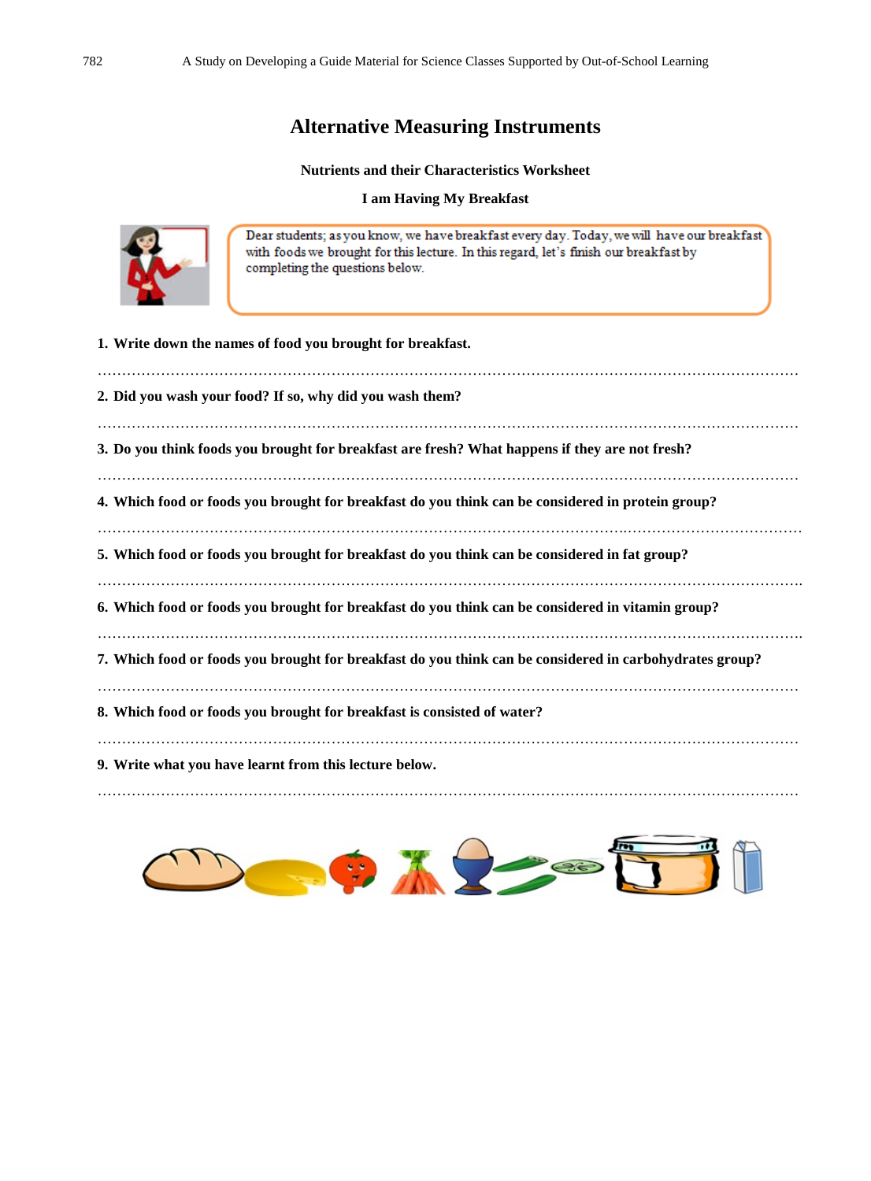# Alternative Measuring Instruments

### Nutrients and their Characteristics Worksheet

### I am Having My Breakfast

Dear students; as you know, we have breakfast every day. Today, we will have our breakfast with foods we brought for this lecture. In this regard, let's finish our breakfast by completing the questions below.

**1. Write down the names of food you brought for breakfast.**

……………………………………………………………………………………………………………………………

**2. Did you wash your food? If so, why did you wash them?**

……………………………………………………………………………………………………………………………

**3. Do you think foods you brought for breakfast are fresh? What happens if they are not fresh?**

……………………………………………………………………………………………………………………………

**4. Which food or foods you brought for breakfast do you think can be considered in protein group?**

……………………………………………………………………………………………………………………………

**5. Which food or foods you brought for breakfast do you think can be considered in fat group?**

……………………………………………………………………………………………………………………………

**6. Which food or foods you brought for breakfast do you think can be considered in vitamin group?**

……………………………………………………………………………………………………………………………

**7. Which food or foods you brought for breakfast do you think can be considered in carbohydrates group?**

……………………………………………………………………………………………………………………………

**8. Which food or foods you brought for breakfast is consisted of water?**

……………………………………………………………………………………………………………………………

**9. Write what you have learnt from this lecture below.**

……………………………………………………………………………………………………………………………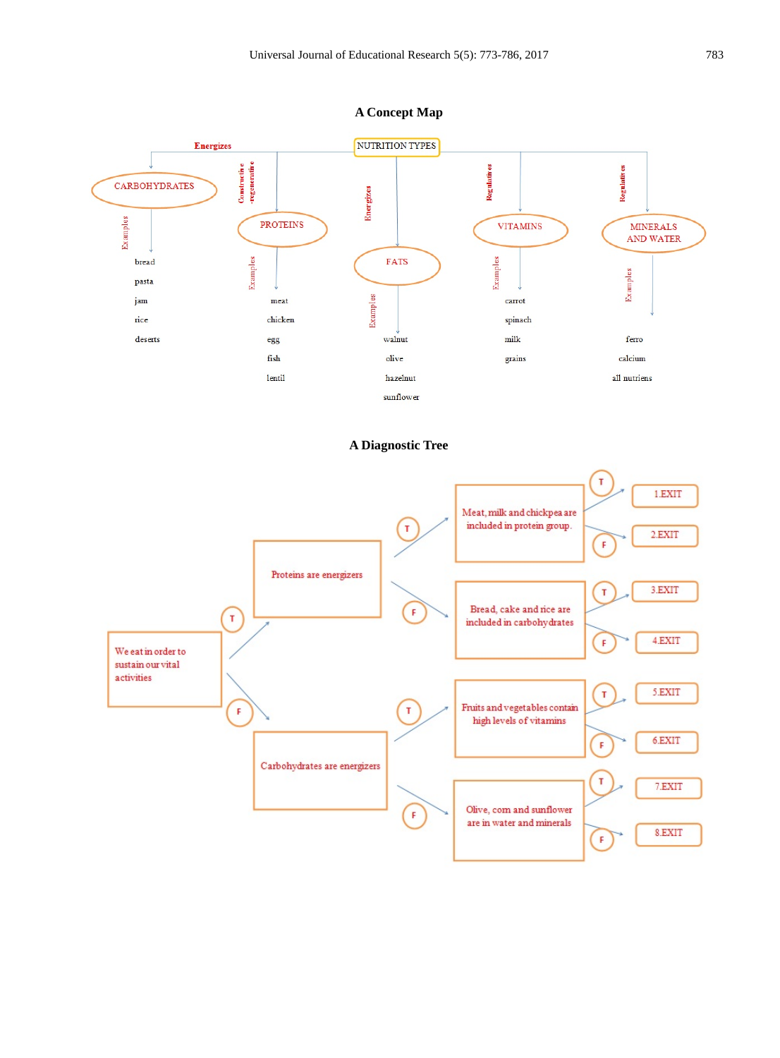**A Concept Map**

NUTRITION TYPES

Energizes

CARBOHYDRATES

Examples

bread

pasta

jam

rice

deserts

Constructive -regenerative

PROTEINS

Examples

meat

chicken

egg

fish

lentil

Energizes

FATS

Examples

walnut

olive

hazelnut

sunflower

Regulatives

VITAMINS

Examples

carrot

spinach

milk

grains

Regulatives

MINERALS AND WATER

Examples

ferro

calcium

all nutriens

**A Diagnostic Tree**

We eat in order to sustain our vital activities

T

Proteins are energizers

T

Meat, milk and chickpea are included in protein group.

T

1.EXIT

F

2.EXIT

F

Bread, cake and rice are included in carbohydrates

T

3.EXIT

F

4.EXIT

F

Carbohydrates are energizers

T

Fruits and vegetables contain high levels of vitamins

T

5.EXIT

F

6.EXIT

F

Olive, corn and sunflower are in water and minerals

T

7.EXIT

F

8.EXIT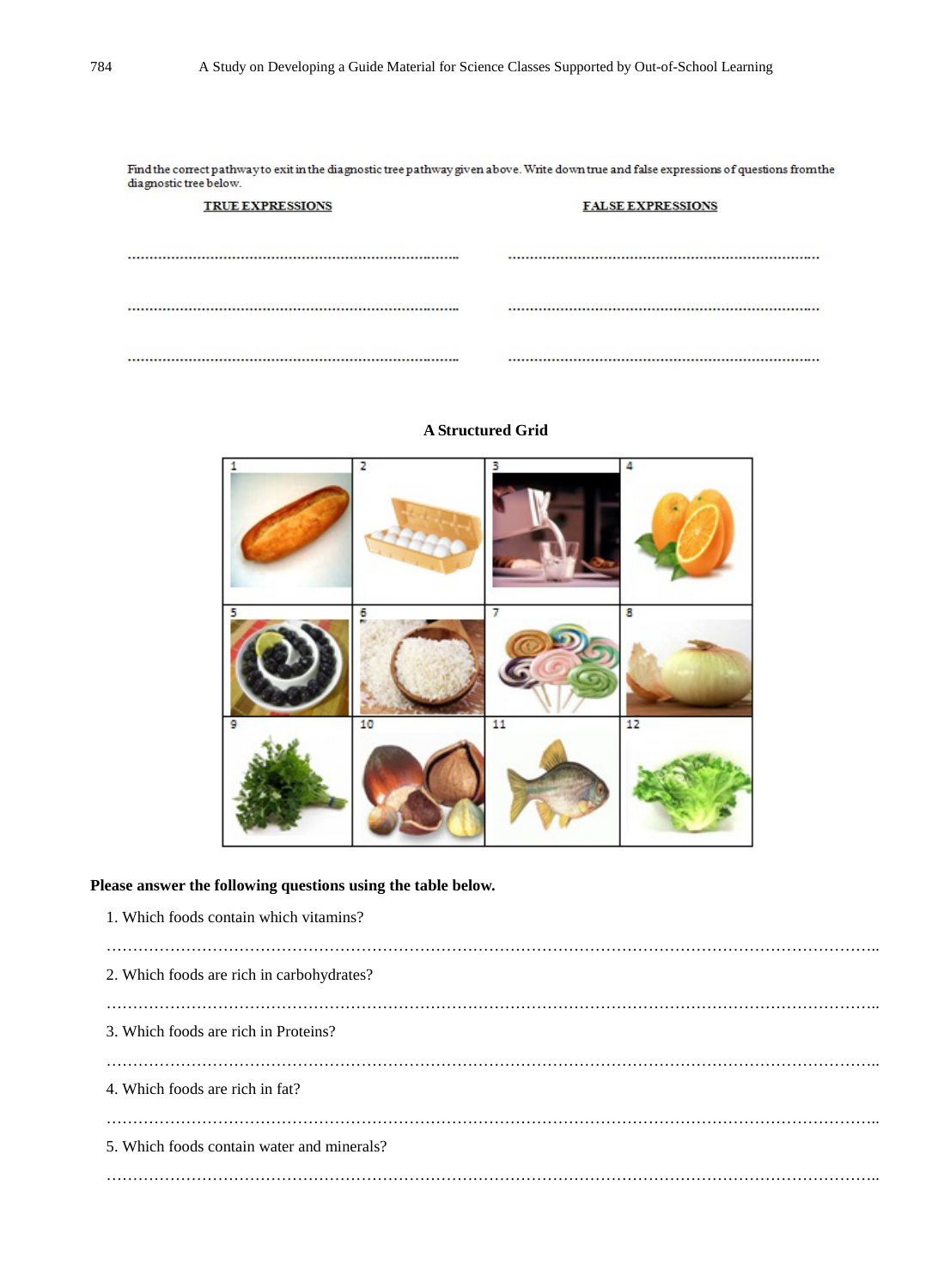Find the correct pathway to exit in the diagnostic tree pathway given above. Write down true and false expressions of questions from the diagnostic tree below.

| TRUE EXPRESSIONS | FALSE EXPRESSIONS |
|---|---|
| ………………………………………………………… | ………………………………………………………… |
| ………………………………………………………… | ………………………………………………………… |
| ………………………………………………………… | ………………………………………………………… |

**A Structured Grid**

| 1 | 2 | 3 | 4 |
|---|---|---|---|
| 5 | 6 | 7 | 8 |
| 9 | 10 | 11 | 12 |

**Please answer the following questions using the table below.**

1. Which foods contain which vitamins?

……………………………………………………………………………………………………………………

2. Which foods are rich in carbohydrates?

……………………………………………………………………………………………………………………

3. Which foods are rich in Proteins?

……………………………………………………………………………………………………………………

4. Which foods are rich in fat?

……………………………………………………………………………………………………………………

5. Which foods contain water and minerals?

……………………………………………………………………………………………………………………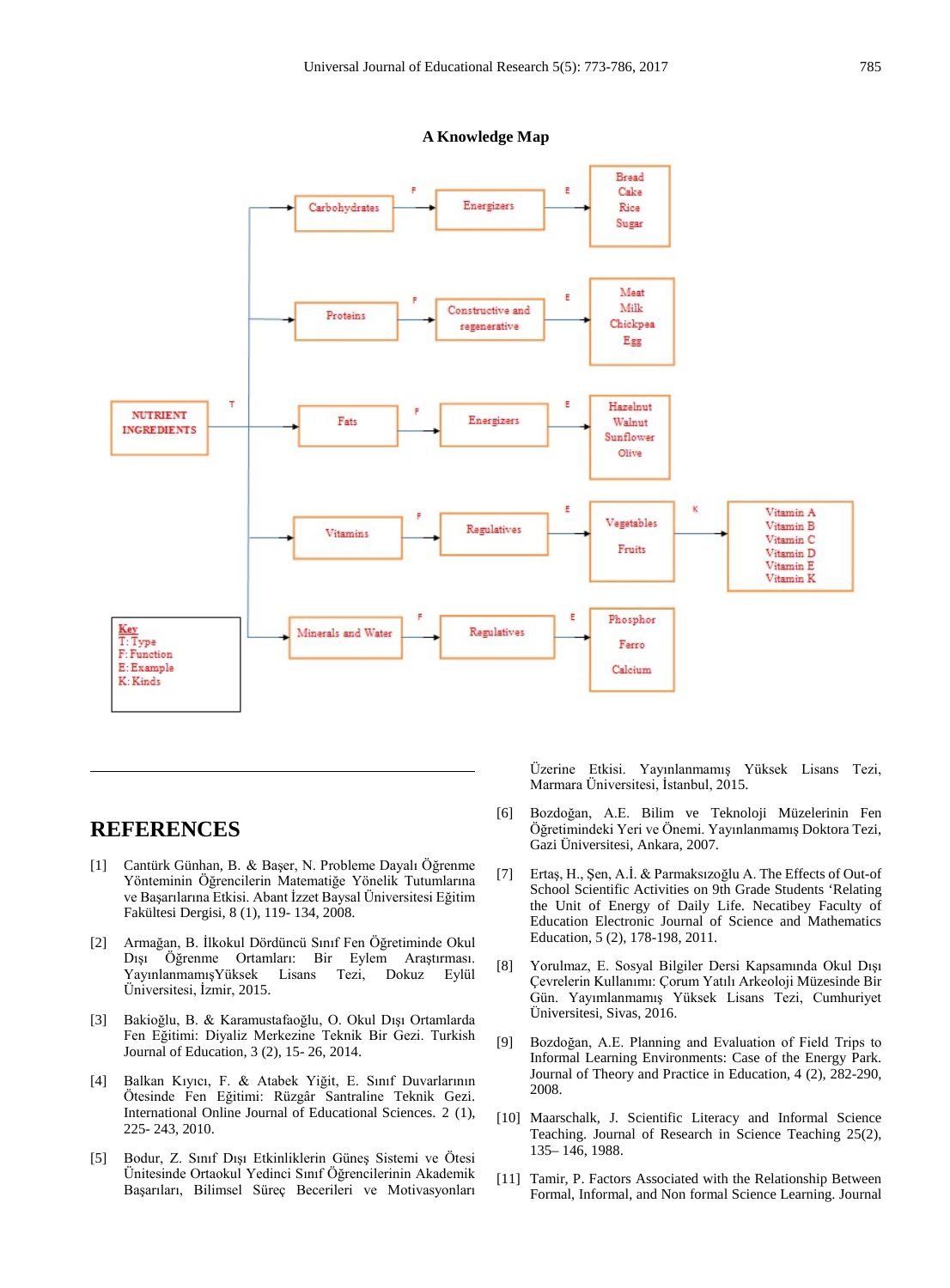**A Knowledge Map**

| NUTRIENT INGREDIENTS (T) | F | E | K |
|---|---|---|---|
| Carbohydrates | Energizers | Bread, Cake, Rice, Sugar | |
| Proteins | Constructive and regenerative | Meat, Milk, Chickpea, Egg | |
| Fats | Energizers | Hazelnut, Walnut, Sunflower, Olive | |
| Vitamins | Regulatives | Vegetables, Fruits | Vitamin A, Vitamin B, Vitamin C, Vitamin D, Vitamin E, Vitamin K |
| Minerals and Water | Regulatives | Phosphor, Ferro, Calcium | |

Key
T: Type
F: Function
E: Example
K: Kinds

## REFERENCES

[1] Cantürk Günhan, B. & Başer, N. Probleme Dayalı Öğrenme Yönteminin Öğrencilerin Matematiğe Yönelik Tutumlarına ve Başarılarına Etkisi. Abant İzzet Baysal Üniversitesi Eğitim Fakültesi Dergisi, 8 (1), 119- 134, 2008.

[2] Armağan, B. İlkokul Dördüncü Sınıf Fen Öğretiminde Okul Dışı Öğrenme Ortamları: Bir Eylem Araştırması. YayınlanmamışYüksek Lisans Tezi, Dokuz Eylül Üniversitesi, İzmir, 2015.

[3] Bakioğlu, B. & Karamustafaoğlu, O. Okul Dışı Ortamlarda Fen Eğitimi: Diyaliz Merkezine Teknik Bir Gezi. Turkish Journal of Education, 3 (2), 15- 26, 2014.

[4] Balkan Kıyıcı, F. & Atabek Yiğit, E. Sınıf Duvarlarının Ötesinde Fen Eğitimi: Rüzgâr Santraline Teknik Gezi. International Online Journal of Educational Sciences. 2 (1), 225- 243, 2010.

[5] Bodur, Z. Sınıf Dışı Etkinliklerin Güneş Sistemi ve Ötesi Ünitesinde Ortaokul Yedinci Sınıf Öğrencilerinin Akademik Başarıları, Bilimsel Süreç Becerileri ve Motivasyonları Üzerine Etkisi. Yayınlanmamış Yüksek Lisans Tezi, Marmara Üniversitesi, İstanbul, 2015.

[6] Bozdoğan, A.E. Bilim ve Teknoloji Müzelerinin Fen Öğretimindeki Yeri ve Önemi. Yayınlanmamış Doktora Tezi, Gazi Üniversitesi, Ankara, 2007.

[7] Ertaş, H., Şen, A.İ. & Parmaksızoğlu A. The Effects of Out-of School Scientific Activities on 9th Grade Students 'Relating the Unit of Energy of Daily Life. Necatibey Faculty of Education Electronic Journal of Science and Mathematics Education, 5 (2), 178-198, 2011.

[8] Yorulmaz, E. Sosyal Bilgiler Dersi Kapsamında Okul Dışı Çevrelerin Kullanımı: Çorum Yatılı Arkeoloji Müzesinde Bir Gün. Yayınlanmamış Yüksek Lisans Tezi, Cumhuriyet Üniversitesi, Sivas, 2016.

[9] Bozdoğan, A.E. Planning and Evaluation of Field Trips to Informal Learning Environments: Case of the Energy Park. Journal of Theory and Practice in Education, 4 (2), 282-290, 2008.

[10] Maarschalk, J. Scientific Literacy and Informal Science Teaching. Journal of Research in Science Teaching 25(2), 135– 146, 1988.

[11] Tamir, P. Factors Associated with the Relationship Between Formal, Informal, and Non formal Science Learning. Journal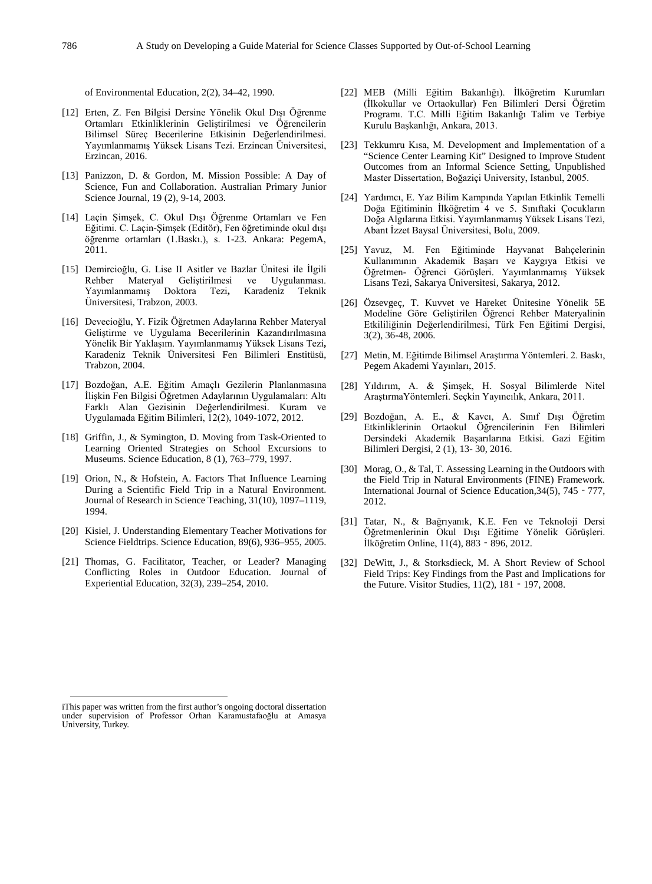of Environmental Education, 2(2), 34–42, 1990.

[12] Erten, Z. Fen Bilgisi Dersine Yönelik Okul Dışı Öğrenme Ortamları Etkinliklerinin Geliştirilmesi ve Öğrencilerin Bilimsel Süreç Becerilerine Etkisinin Değerlendirilmesi. Yayımlanmamış Yüksek Lisans Tezi. Erzincan Üniversitesi, Erzincan, 2016.

[13] Panizzon, D. & Gordon, M. Mission Possible: A Day of Science, Fun and Collaboration. Australian Primary Junior Science Journal, 19 (2), 9-14, 2003.

[14] Laçin Şimşek, C. Okul Dışı Öğrenme Ortamları ve Fen Eğitimi. C. Laçin-Şimşek (Editör), Fen öğretiminde okul dışı öğrenme ortamları (1.Baskı.), s. 1-23. Ankara: PegemA, 2011.

[15] Demircioğlu, G. Lise II Asitler ve Bazlar Ünitesi ile İlgili Rehber Materyal Geliştirilmesi ve Uygulanması. Yayımlanmamış Doktora Tezi**,** Karadeniz Teknik Üniversitesi, Trabzon, 2003.

[16] Devecioğlu, Y. Fizik Öğretmen Adaylarına Rehber Materyal Geliştirme ve Uygulama Becerilerinin Kazandırılmasına Yönelik Bir Yaklaşım. Yayımlanmamış Yüksek Lisans Tezi**,** Karadeniz Teknik Üniversitesi Fen Bilimleri Enstitüsü, Trabzon, 2004.

[17] Bozdoğan, A.E. Eğitim Amaçlı Gezilerin Planlanmasına İlişkin Fen Bilgisi Öğretmen Adaylarının Uygulamaları: Altı Farklı Alan Gezisinin Değerlendirilmesi. Kuram ve Uygulamada Eğitim Bilimleri, 12(2), 1049-1072, 2012.

[18] Griffin, J., & Symington, D. Moving from Task-Oriented to Learning Oriented Strategies on School Excursions to Museums. Science Education, 8 (1), 763–779, 1997.

[19] Orion, N., & Hofstein, A. Factors That Influence Learning During a Scientific Field Trip in a Natural Environment. Journal of Research in Science Teaching, 31(10), 1097–1119, 1994.

[20] Kisiel, J. Understanding Elementary Teacher Motivations for Science Fieldtrips. Science Education, 89(6), 936–955, 2005.

[21] Thomas, G. Facilitator, Teacher, or Leader? Managing Conflicting Roles in Outdoor Education. Journal of Experiential Education, 32(3), 239–254, 2010.

[22] MEB (Milli Eğitim Bakanlığı). İlköğretim Kurumları (İlkokullar ve Ortaokullar) Fen Bilimleri Dersi Öğretim Programı. T.C. Milli Eğitim Bakanlığı Talim ve Terbiye Kurulu Başkanlığı, Ankara, 2013.

[23] Tekkumru Kısa, M. Development and Implementation of a "Science Center Learning Kit" Designed to Improve Student Outcomes from an Informal Science Setting, Unpublished Master Dissertation, Boğaziçi University, Istanbul, 2005.

[24] Yardımcı, E. Yaz Bilim Kampında Yapılan Etkinlik Temelli Doğa Eğitiminin İlköğretim 4 ve 5. Sınıftaki Çocukların Doğa Algılarına Etkisi. Yayımlanmamış Yüksek Lisans Tezi, Abant İzzet Baysal Üniversitesi, Bolu, 2009.

[25] Yavuz, M. Fen Eğitiminde Hayvanat Bahçelerinin Kullanımının Akademik Başarı ve Kaygıya Etkisi ve Öğretmen- Öğrenci Görüşleri. Yayımlanmamış Yüksek Lisans Tezi, Sakarya Üniversitesi, Sakarya, 2012.

[26] Özsevgeç, T. Kuvvet ve Hareket Ünitesine Yönelik 5E Modeline Göre Geliştirilen Öğrenci Rehber Materyalinin Etkililiğinin Değerlendirilmesi, Türk Fen Eğitimi Dergisi, 3(2), 36-48, 2006.

[27] Metin, M. Eğitimde Bilimsel Araştırma Yöntemleri. 2. Baskı, Pegem Akademi Yayınları, 2015.

[28] Yıldırım, A. & Şimşek, H. Sosyal Bilimlerde Nitel AraştırmaYöntemleri. Seçkin Yayıncılık, Ankara, 2011.

[29] Bozdoğan, A. E., & Kavcı, A. Sınıf Dışı Öğretim Etkinliklerinin Ortaokul Öğrencilerinin Fen Bilimleri Dersindeki Akademik Başarılarına Etkisi. Gazi Eğitim Bilimleri Dergisi, 2 (1), 13- 30, 2016.

[30] Morag, O., & Tal, T. Assessing Learning in the Outdoors with the Field Trip in Natural Environments (FINE) Framework. International Journal of Science Education,34(5), 745 - 777, 2012.

[31] Tatar, N., & Bağrıyanık, K.E. Fen ve Teknoloji Dersi Öğretmenlerinin Okul Dışı Eğitime Yönelik Görüşleri. İlköğretim Online, 11(4), 883 - 896, 2012.

[32] DeWitt, J., & Storksdieck, M. A Short Review of School Field Trips: Key Findings from the Past and Implications for the Future. Visitor Studies, 11(2), 181 - 197, 2008.

---

iThis paper was written from the first author's ongoing doctoral dissertation under supervision of Professor Orhan Karamustafaoğlu at Amasya University, Turkey.